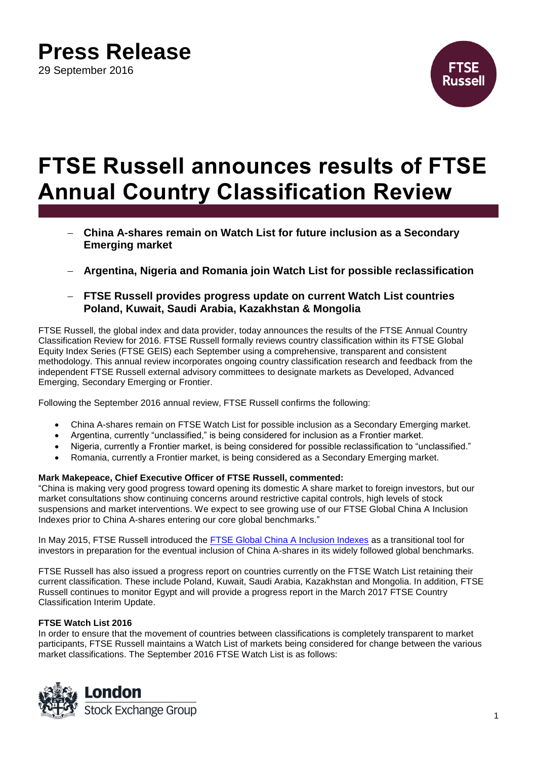# Press Release

29 September 2016

# FTSE Russell announces results of FTSE Annual Country Classification Review

- **China A-shares remain on Watch List for future inclusion as a Secondary Emerging market**
- **Argentina, Nigeria and Romania join Watch List for possible reclassification**
- **FTSE Russell provides progress update on current Watch List countries Poland, Kuwait, Saudi Arabia, Kazakhstan & Mongolia**

FTSE Russell, the global index and data provider, today announces the results of the FTSE Annual Country Classification Review for 2016. FTSE Russell formally reviews country classification within its FTSE Global Equity Index Series (FTSE GEIS) each September using a comprehensive, transparent and consistent methodology. This annual review incorporates ongoing country classification research and feedback from the independent FTSE Russell external advisory committees to designate markets as Developed, Advanced Emerging, Secondary Emerging or Frontier.

Following the September 2016 annual review, FTSE Russell confirms the following:

- China A-shares remain on FTSE Watch List for possible inclusion as a Secondary Emerging market.
- Argentina, currently "unclassified," is being considered for inclusion as a Frontier market.
- Nigeria, currently a Frontier market, is being considered for possible reclassification to "unclassified."
- Romania, currently a Frontier market, is being considered as a Secondary Emerging market.

**Mark Makepeace, Chief Executive Officer of FTSE Russell, commented:**
"China is making very good progress toward opening its domestic A share market to foreign investors, but our market consultations show continuing concerns around restrictive capital controls, high levels of stock suspensions and market interventions. We expect to see growing use of our FTSE Global China A Inclusion Indexes prior to China A-shares entering our core global benchmarks."

In May 2015, FTSE Russell introduced the FTSE Global China A Inclusion Indexes as a transitional tool for investors in preparation for the eventual inclusion of China A-shares in its widely followed global benchmarks.

FTSE Russell has also issued a progress report on countries currently on the FTSE Watch List retaining their current classification. These include Poland, Kuwait, Saudi Arabia, Kazakhstan and Mongolia. In addition, FTSE Russell continues to monitor Egypt and will provide a progress report in the March 2017 FTSE Country Classification Interim Update.

**FTSE Watch List 2016**
In order to ensure that the movement of countries between classifications is completely transparent to market participants, FTSE Russell maintains a Watch List of markets being considered for change between the various market classifications. The September 2016 FTSE Watch List is as follows: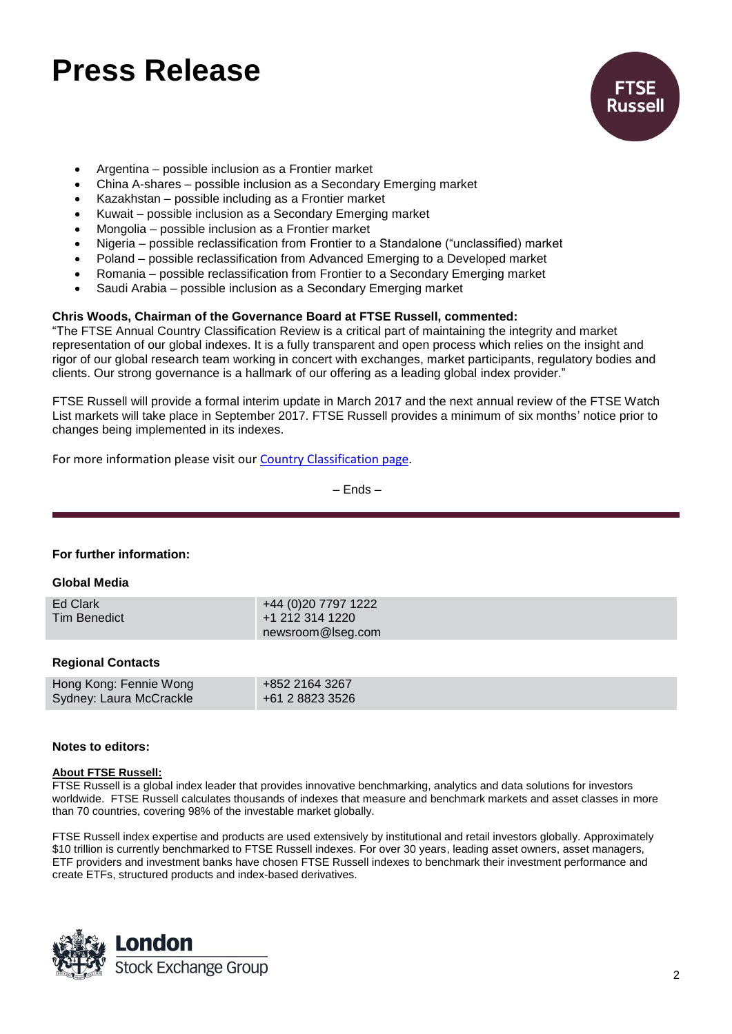# Press Release

- Argentina – possible inclusion as a Frontier market
- China A-shares – possible inclusion as a Secondary Emerging market
- Kazakhstan – possible including as a Frontier market
- Kuwait – possible inclusion as a Secondary Emerging market
- Mongolia – possible inclusion as a Frontier market
- Nigeria – possible reclassification from Frontier to a Standalone ("unclassified) market
- Poland – possible reclassification from Advanced Emerging to a Developed market
- Romania – possible reclassification from Frontier to a Secondary Emerging market
- Saudi Arabia – possible inclusion as a Secondary Emerging market

**Chris Woods, Chairman of the Governance Board at FTSE Russell, commented:**
"The FTSE Annual Country Classification Review is a critical part of maintaining the integrity and market representation of our global indexes. It is a fully transparent and open process which relies on the insight and rigor of our global research team working in concert with exchanges, market participants, regulatory bodies and clients. Our strong governance is a hallmark of our offering as a leading global index provider."

FTSE Russell will provide a formal interim update in March 2017 and the next annual review of the FTSE Watch List markets will take place in September 2017. FTSE Russell provides a minimum of six months' notice prior to changes being implemented in its indexes.

For more information please visit our [Country Classification page](#).

– Ends –

**For further information:**

**Global Media**

| | |
|---|---|
| Ed Clark<br>Tim Benedict | +44 (0)20 7797 1222<br>+1 212 314 1220<br>newsroom@lseg.com |

**Regional Contacts**

| | |
|---|---|
| Hong Kong: Fennie Wong | +852 2164 3267 |
| Sydney: Laura McCrackle | +61 2 8823 3526 |

**Notes to editors:**

**About FTSE Russell:**
FTSE Russell is a global index leader that provides innovative benchmarking, analytics and data solutions for investors worldwide. FTSE Russell calculates thousands of indexes that measure and benchmark markets and asset classes in more than 70 countries, covering 98% of the investable market globally.

FTSE Russell index expertise and products are used extensively by institutional and retail investors globally. Approximately $10 trillion is currently benchmarked to FTSE Russell indexes. For over 30 years, leading asset owners, asset managers, ETF providers and investment banks have chosen FTSE Russell indexes to benchmark their investment performance and create ETFs, structured products and index-based derivatives.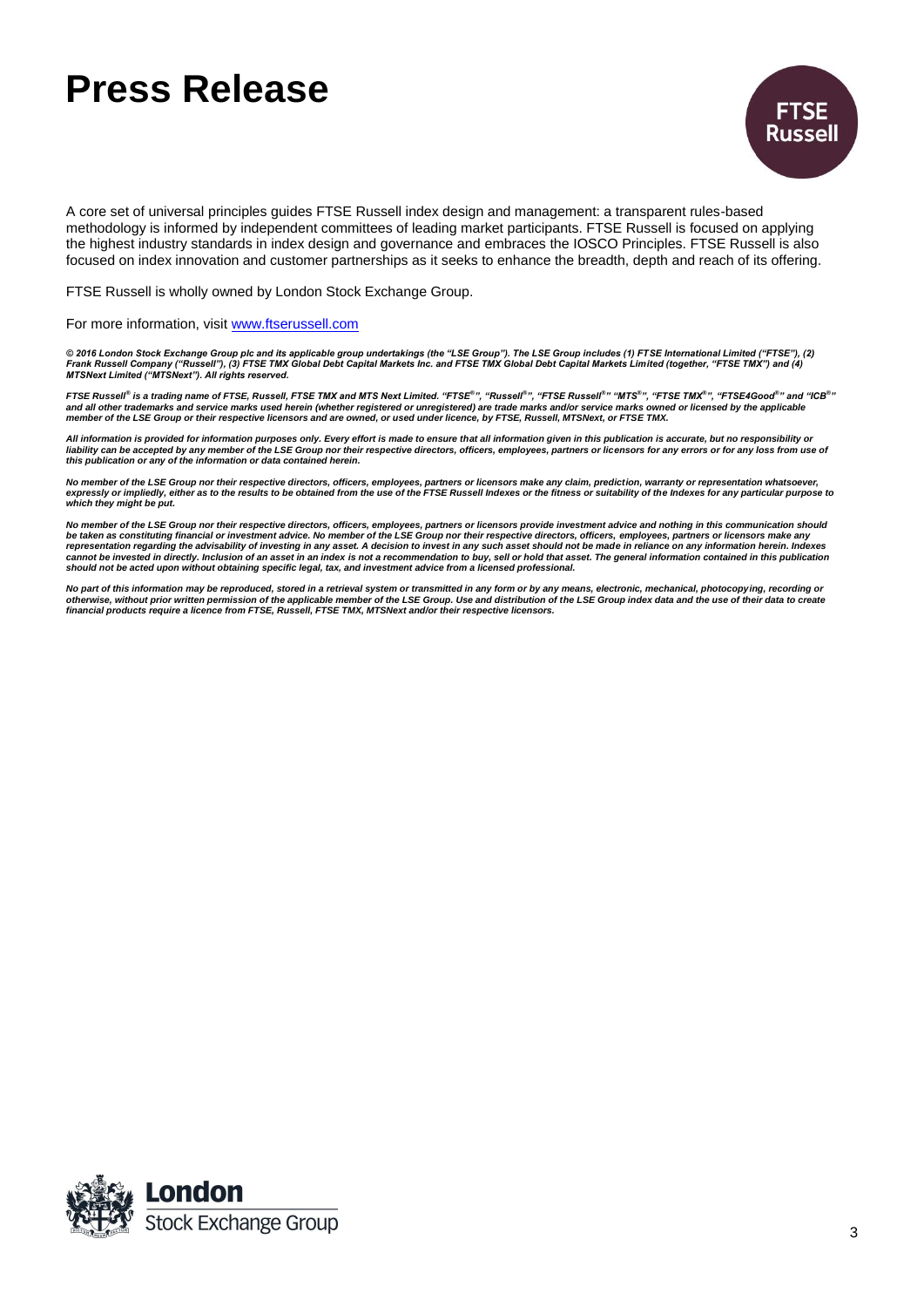# Press Release

A core set of universal principles guides FTSE Russell index design and management: a transparent rules-based methodology is informed by independent committees of leading market participants. FTSE Russell is focused on applying the highest industry standards in index design and governance and embraces the IOSCO Principles. FTSE Russell is also focused on index innovation and customer partnerships as it seeks to enhance the breadth, depth and reach of its offering.

FTSE Russell is wholly owned by London Stock Exchange Group.

For more information, visit [www.ftserussell.com](http://www.ftserussell.com)

***© 2016 London Stock Exchange Group plc and its applicable group undertakings (the "LSE Group"). The LSE Group includes (1) FTSE International Limited ("FTSE"), (2) Frank Russell Company ("Russell"), (3) FTSE TMX Global Debt Capital Markets Inc. and FTSE TMX Global Debt Capital Markets Limited (together, "FTSE TMX") and (4) MTSNext Limited ("MTSNext"). All rights reserved.***

***FTSE Russell® is a trading name of FTSE, Russell, FTSE TMX and MTS Next Limited. "FTSE®", "Russell®", "FTSE Russell®" "MTS®", "FTSE TMX®", "FTSE4Good®" and "ICB®" and all other trademarks and service marks used herein (whether registered or unregistered) are trade marks and/or service marks owned or licensed by the applicable member of the LSE Group or their respective licensors and are owned, or used under licence, by FTSE, Russell, MTSNext, or FTSE TMX.***

***All information is provided for information purposes only. Every effort is made to ensure that all information given in this publication is accurate, but no responsibility or liability can be accepted by any member of the LSE Group nor their respective directors, officers, employees, partners or licensors for any errors or for any loss from use of this publication or any of the information or data contained herein.***

***No member of the LSE Group nor their respective directors, officers, employees, partners or licensors make any claim, prediction, warranty or representation whatsoever, expressly or impliedly, either as to the results to be obtained from the use of the FTSE Russell Indexes or the fitness or suitability of the Indexes for any particular purpose to which they might be put.***

***No member of the LSE Group nor their respective directors, officers, employees, partners or licensors provide investment advice and nothing in this communication should be taken as constituting financial or investment advice. No member of the LSE Group nor their respective directors, officers, employees, partners or licensors make any representation regarding the advisability of investing in any asset. A decision to invest in any such asset should not be made in reliance on any information herein. Indexes cannot be invested in directly. Inclusion of an asset in an index is not a recommendation to buy, sell or hold that asset. The general information contained in this publication should not be acted upon without obtaining specific legal, tax, and investment advice from a licensed professional.***

***No part of this information may be reproduced, stored in a retrieval system or transmitted in any form or by any means, electronic, mechanical, photocopying, recording or otherwise, without prior written permission of the applicable member of the LSE Group. Use and distribution of the LSE Group index data and the use of their data to create financial products require a licence from FTSE, Russell, FTSE TMX, MTSNext and/or their respective licensors.***